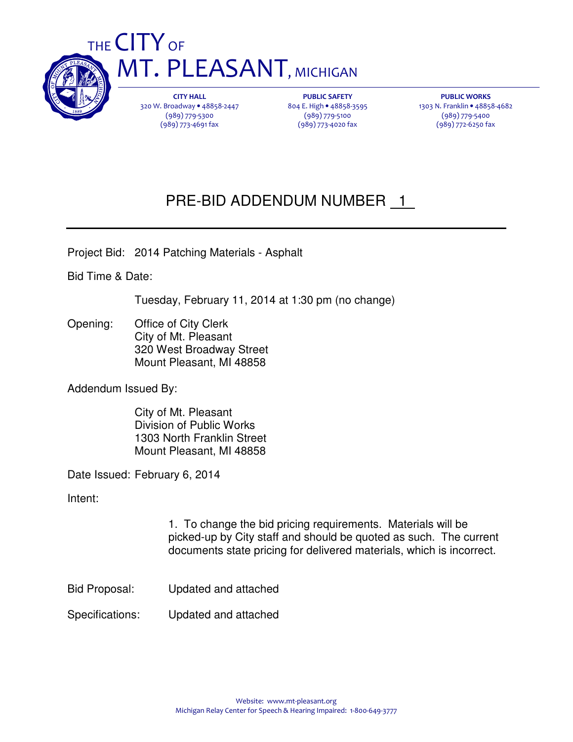# THE CITY OF MT. PLEASANT, MICHIGAN

**CITY HALL**
320 W. Broadway • 48858-2447
(989) 779-5300
(989) 773-4691 fax

**PUBLIC SAFETY**
804 E. High • 48858-3595
(989) 779-5100
(989) 773-4020 fax

**PUBLIC WORKS**
1303 N. Franklin • 48858-4682
(989) 779-5400
(989) 772-6250 fax

## PRE-BID ADDENDUM NUMBER 1

Project Bid: 2014 Patching Materials - Asphalt

Bid Time & Date:

Tuesday, February 11, 2014 at 1:30 pm (no change)

Opening: Office of City Clerk
City of Mt. Pleasant
320 West Broadway Street
Mount Pleasant, MI 48858

Addendum Issued By:

City of Mt. Pleasant
Division of Public Works
1303 North Franklin Street
Mount Pleasant, MI 48858

Date Issued: February 6, 2014

Intent:

1. To change the bid pricing requirements. Materials will be picked-up by City staff and should be quoted as such. The current documents state pricing for delivered materials, which is incorrect.

Bid Proposal: Updated and attached

Specifications: Updated and attached

Website: www.mt-pleasant.org
Michigan Relay Center for Speech & Hearing Impaired: 1-800-649-3777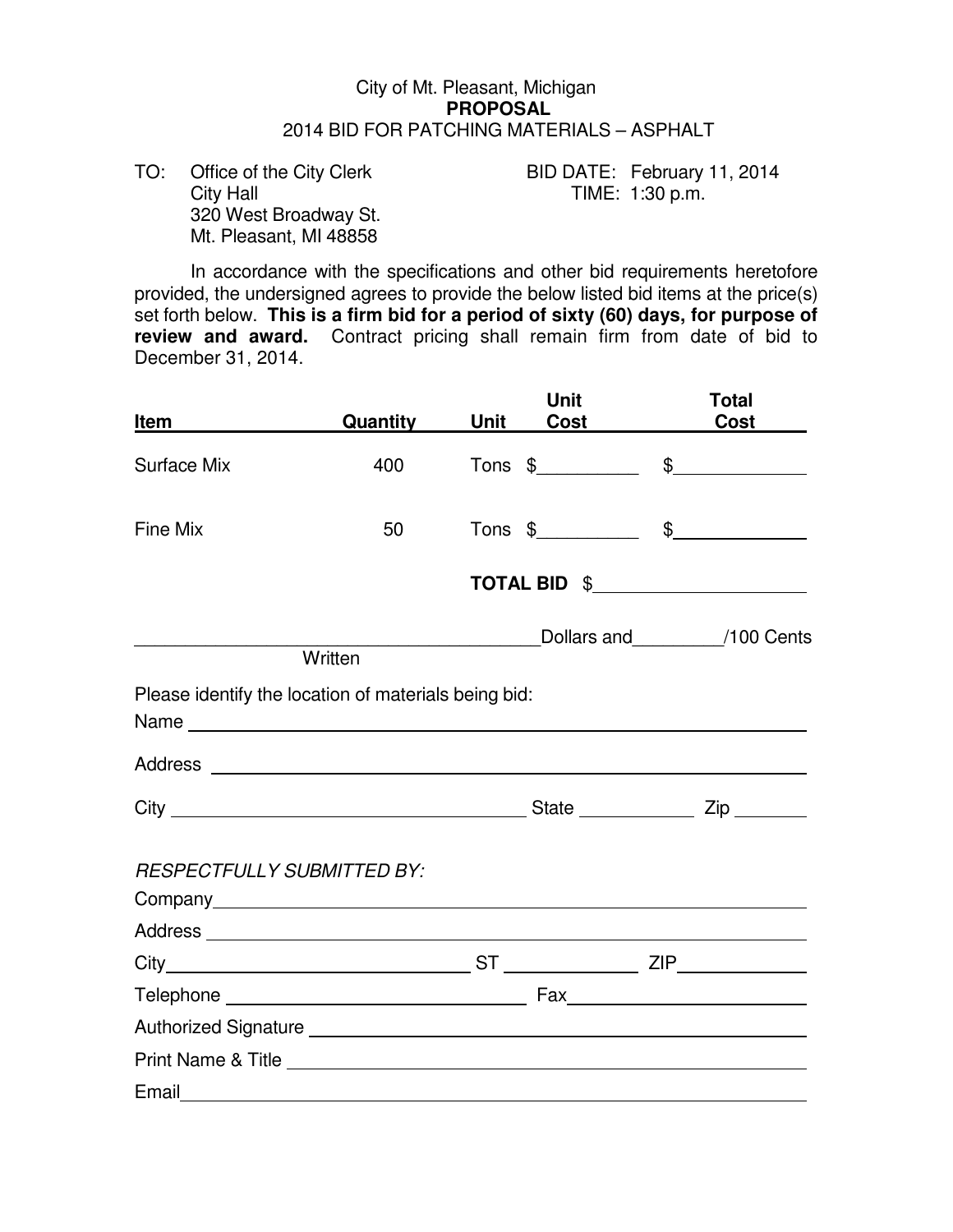City of Mt. Pleasant, Michigan
**PROPOSAL**
2014 BID FOR PATCHING MATERIALS – ASPHALT

TO: Office of the City Clerk
City Hall
320 West Broadway St.
Mt. Pleasant, MI 48858

BID DATE: February 11, 2014
TIME: 1:30 p.m.

In accordance with the specifications and other bid requirements heretofore provided, the undersigned agrees to provide the below listed bid items at the price(s) set forth below. **This is a firm bid for a period of sixty (60) days, for purpose of review and award.** Contract pricing shall remain firm from date of bid to December 31, 2014.

| Item | Quantity | Unit | Unit Cost | Total Cost |
|---|---|---|---|---|
| Surface Mix | 400 | Tons | $\_\_\_\_\_\_\_\_\_\_ | $\_\_\_\_\_\_\_\_\_\_ |
| Fine Mix | 50 | Tons | $\_\_\_\_\_\_\_\_\_\_ | $\_\_\_\_\_\_\_\_\_\_ |
| | | **TOTAL BID** | $\_\_\_\_\_\_\_\_\_\_ | |

\_\_\_\_\_\_\_\_\_\_\_\_\_\_\_\_\_\_\_\_\_\_\_\_\_\_\_\_\_\_\_\_\_\_\_\_\_\_\_\_ Dollars and \_\_\_\_\_\_\_\_\_/100 Cents
Written

Please identify the location of materials being bid:

Name \_\_\_\_\_\_\_\_\_\_\_\_\_\_\_\_\_\_\_\_\_\_\_\_\_\_\_\_\_\_\_\_\_\_\_\_\_\_\_\_

Address \_\_\_\_\_\_\_\_\_\_\_\_\_\_\_\_\_\_\_\_\_\_\_\_\_\_\_\_\_\_\_\_\_\_\_\_\_\_\_\_

City \_\_\_\_\_\_\_\_\_\_\_\_\_\_\_\_\_\_\_\_ State \_\_\_\_\_\_\_\_ Zip \_\_\_\_\_\_\_

*RESPECTFULLY SUBMITTED BY:*

Company \_\_\_\_\_\_\_\_\_\_\_\_\_\_\_\_\_\_\_\_\_\_\_\_\_\_\_\_\_\_\_\_\_\_\_\_\_\_\_\_

Address \_\_\_\_\_\_\_\_\_\_\_\_\_\_\_\_\_\_\_\_\_\_\_\_\_\_\_\_\_\_\_\_\_\_\_\_\_\_\_\_

City \_\_\_\_\_\_\_\_\_\_\_\_\_\_\_\_\_\_\_\_ ST \_\_\_\_\_\_\_\_ ZIP \_\_\_\_\_\_\_

Telephone \_\_\_\_\_\_\_\_\_\_\_\_\_\_\_\_\_\_\_\_ Fax \_\_\_\_\_\_\_\_\_\_\_\_\_\_\_\_\_\_\_\_

Authorized Signature \_\_\_\_\_\_\_\_\_\_\_\_\_\_\_\_\_\_\_\_\_\_\_\_\_\_\_\_\_\_\_\_\_\_\_\_\_\_\_\_

Print Name & Title \_\_\_\_\_\_\_\_\_\_\_\_\_\_\_\_\_\_\_\_\_\_\_\_\_\_\_\_\_\_\_\_\_\_\_\_\_\_\_\_

Email \_\_\_\_\_\_\_\_\_\_\_\_\_\_\_\_\_\_\_\_\_\_\_\_\_\_\_\_\_\_\_\_\_\_\_\_\_\_\_\_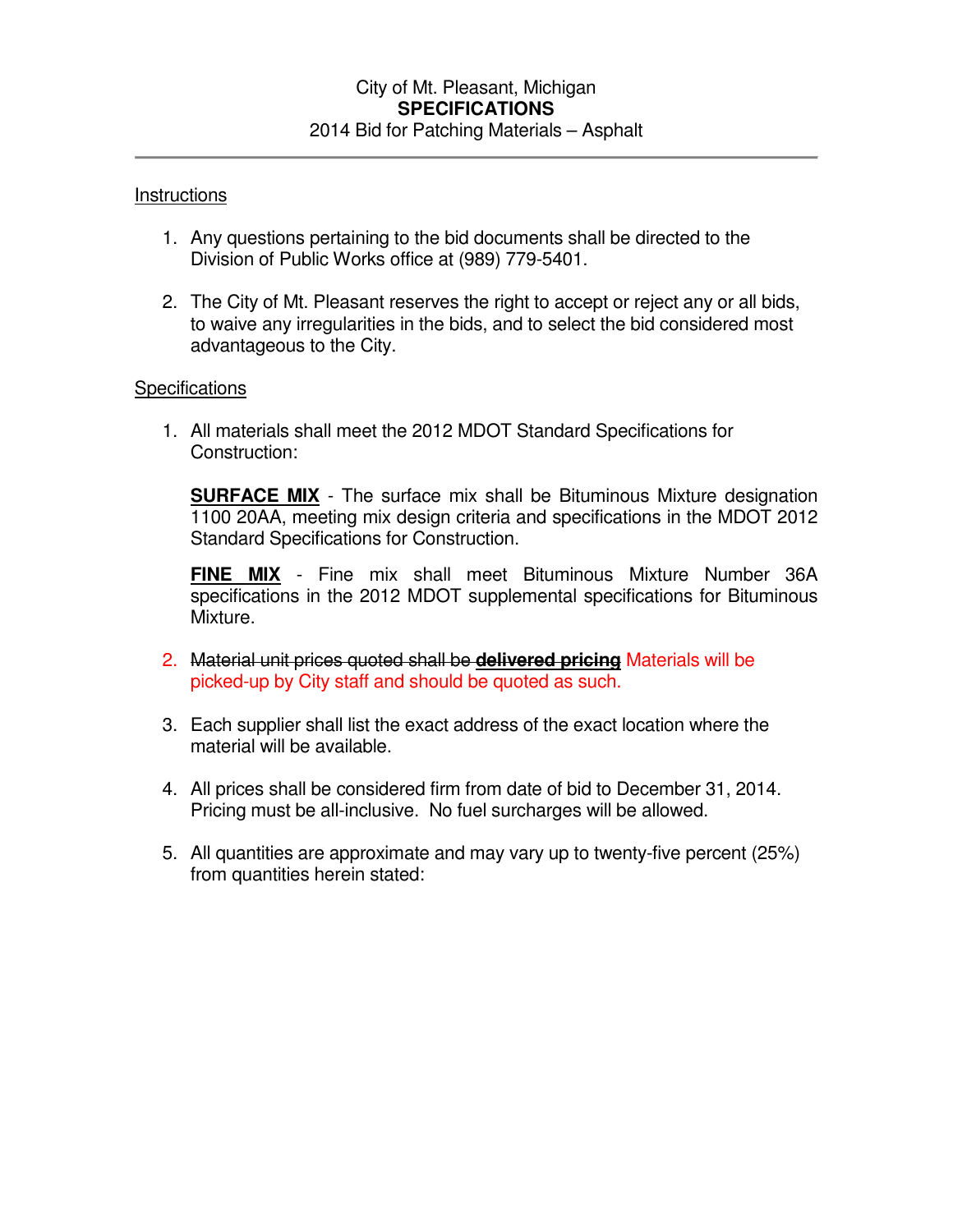City of Mt. Pleasant, Michigan
**SPECIFICATIONS**
2014 Bid for Patching Materials – Asphalt

---

Instructions

1. Any questions pertaining to the bid documents shall be directed to the Division of Public Works office at (989) 779-5401.

2. The City of Mt. Pleasant reserves the right to accept or reject any or all bids, to waive any irregularities in the bids, and to select the bid considered most advantageous to the City.

Specifications

1. All materials shall meet the 2012 MDOT Standard Specifications for Construction:

   **SURFACE MIX** - The surface mix shall be Bituminous Mixture designation 1100 20AA, meeting mix design criteria and specifications in the MDOT 2012 Standard Specifications for Construction.

   **FINE MIX** - Fine mix shall meet Bituminous Mixture Number 36A specifications in the 2012 MDOT supplemental specifications for Bituminous Mixture.

2. ~~Material unit prices quoted shall be **delivered pricing**~~ Materials will be picked-up by City staff and should be quoted as such.

3. Each supplier shall list the exact address of the exact location where the material will be available.

4. All prices shall be considered firm from date of bid to December 31, 2014. Pricing must be all-inclusive. No fuel surcharges will be allowed.

5. All quantities are approximate and may vary up to twenty-five percent (25%) from quantities herein stated: